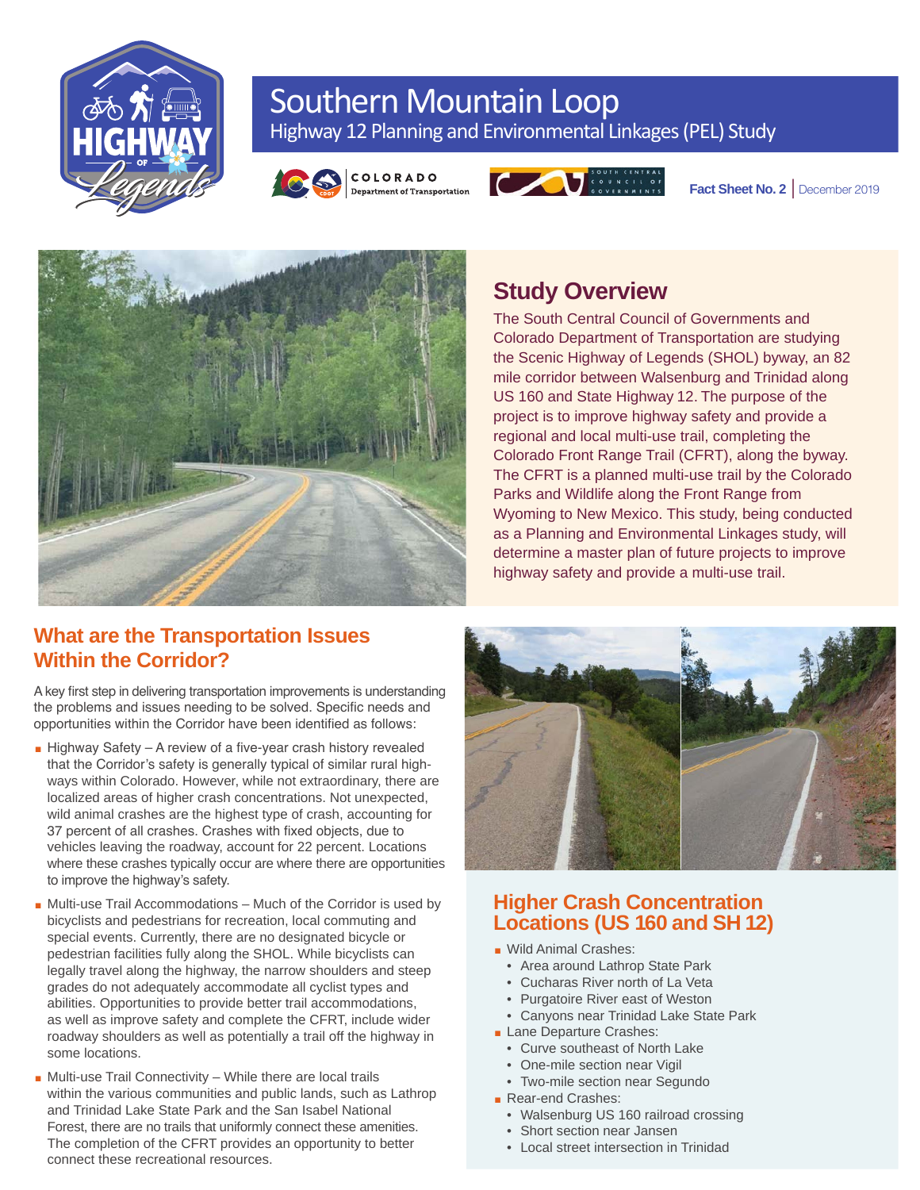# Southern Mountain Loop

Highway 12 Planning and Environmental Linkages (PEL) Study

**Fact Sheet No. 2** | December 2019

## Study Overview

The South Central Council of Governments and Colorado Department of Transportation are studying the Scenic Highway of Legends (SHOL) byway, an 82 mile corridor between Walsenburg and Trinidad along US 160 and State Highway 12. The purpose of the project is to improve highway safety and provide a regional and local multi-use trail, completing the Colorado Front Range Trail (CFRT), along the byway. The CFRT is a planned multi-use trail by the Colorado Parks and Wildlife along the Front Range from Wyoming to New Mexico. This study, being conducted as a Planning and Environmental Linkages study, will determine a master plan of future projects to improve highway safety and provide a multi-use trail.

## What are the Transportation Issues Within the Corridor?

A key first step in delivering transportation improvements is understanding the problems and issues needing to be solved. Specific needs and opportunities within the Corridor have been identified as follows:

- Highway Safety – A review of a five-year crash history revealed that the Corridor's safety is generally typical of similar rural highways within Colorado. However, while not extraordinary, there are localized areas of higher crash concentrations. Not unexpected, wild animal crashes are the highest type of crash, accounting for 37 percent of all crashes. Crashes with fixed objects, due to vehicles leaving the roadway, account for 22 percent. Locations where these crashes typically occur are where there are opportunities to improve the highway's safety.
- Multi-use Trail Accommodations – Much of the Corridor is used by bicyclists and pedestrians for recreation, local commuting and special events. Currently, there are no designated bicycle or pedestrian facilities fully along the SHOL. While bicyclists can legally travel along the highway, the narrow shoulders and steep grades do not adequately accommodate all cyclist types and abilities. Opportunities to provide better trail accommodations, as well as improve safety and complete the CFRT, include wider roadway shoulders as well as potentially a trail off the highway in some locations.
- Multi-use Trail Connectivity – While there are local trails within the various communities and public lands, such as Lathrop and Trinidad Lake State Park and the San Isabel National Forest, there are no trails that uniformly connect these amenities. The completion of the CFRT provides an opportunity to better connect these recreational resources.

## Higher Crash Concentration Locations (US 160 and SH 12)

- Wild Animal Crashes:
  - Area around Lathrop State Park
  - Cucharas River north of La Veta
  - Purgatoire River east of Weston
  - Canyons near Trinidad Lake State Park
- Lane Departure Crashes:
  - Curve southeast of North Lake
  - One-mile section near Vigil
  - Two-mile section near Segundo
- Rear-end Crashes:
  - Walsenburg US 160 railroad crossing
  - Short section near Jansen
  - Local street intersection in Trinidad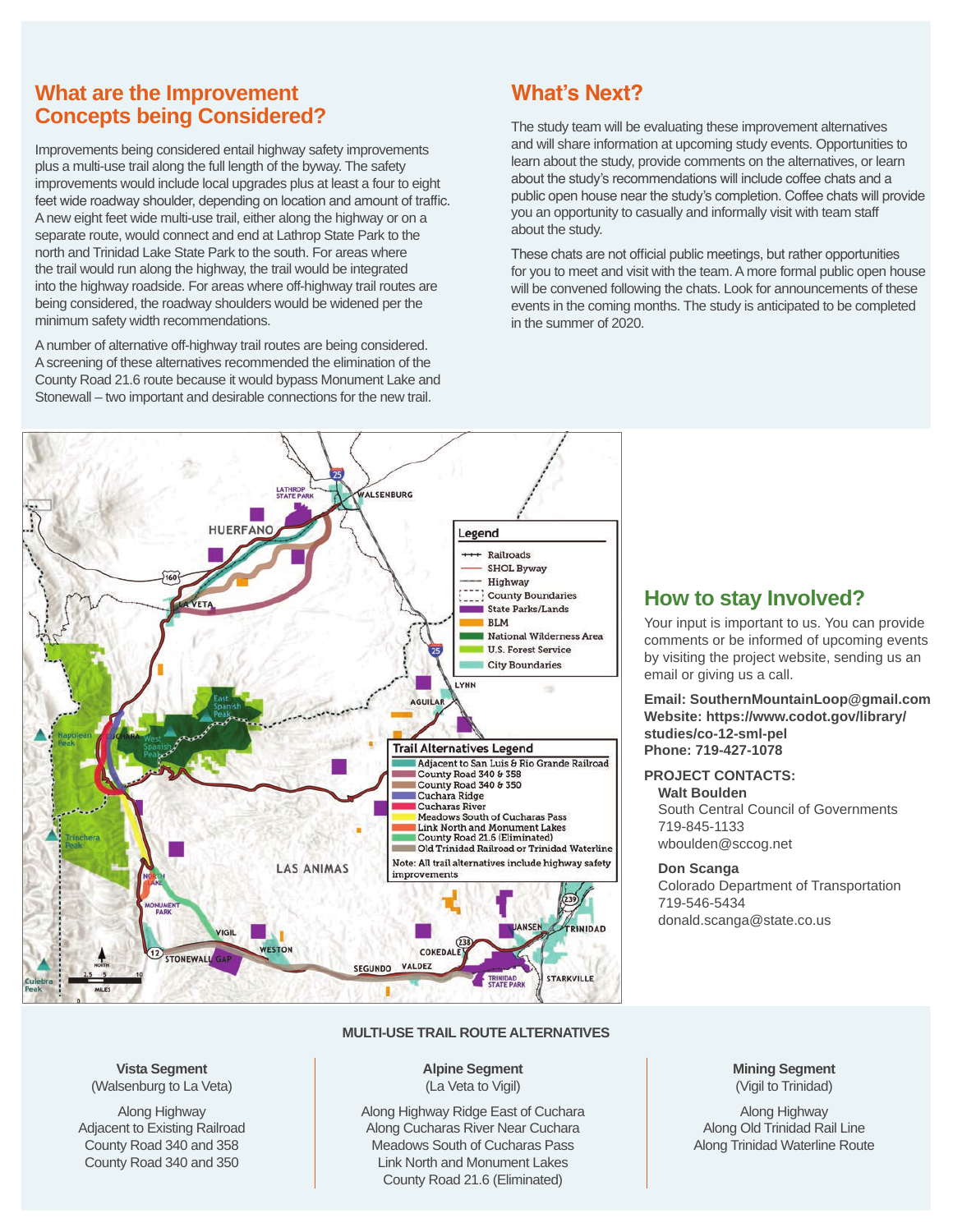## What are the Improvement Concepts being Considered?

Improvements being considered entail highway safety improvements plus a multi-use trail along the full length of the byway. The safety improvements would include local upgrades plus at least a four to eight feet wide roadway shoulder, depending on location and amount of traffic. A new eight feet wide multi-use trail, either along the highway or on a separate route, would connect and end at Lathrop State Park to the north and Trinidad Lake State Park to the south. For areas where the trail would run along the highway, the trail would be integrated into the highway roadside. For areas where off-highway trail routes are being considered, the roadway shoulders would be widened per the minimum safety width recommendations.

A number of alternative off-highway trail routes are being considered. A screening of these alternatives recommended the elimination of the County Road 21.6 route because it would bypass Monument Lake and Stonewall – two important and desirable connections for the new trail.

## What's Next?

The study team will be evaluating these improvement alternatives and will share information at upcoming study events. Opportunities to learn about the study, provide comments on the alternatives, or learn about the study's recommendations will include coffee chats and a public open house near the study's completion. Coffee chats will provide you an opportunity to casually and informally visit with team staff about the study.

These chats are not official public meetings, but rather opportunities for you to meet and visit with the team. A more formal public open house will be convened following the chats. Look for announcements of these events in the coming months. The study is anticipated to be completed in the summer of 2020.

Legend
Railroads
SHOL Byway
Highway
County Boundaries
State Parks/Lands
BLM
National Wilderness Area
U.S. Forest Service
City Boundaries

Trail Alternatives Legend
Adjacent to San Luis & Rio Grande Railroad
County Road 340 & 358
County Road 340 & 350
Cuchara Ridge
Cucharas River
Meadows South of Cucharas Pass
Link North and Monument Lakes
County Road 21.6 (Eliminated)
Old Trinidad Railroad or Trinidad Waterline
Note: All trail alternatives include highway safety improvements

LATHROP STATE PARK
WALSENBURG
HUERFANO
LA VETA
LYNN
AGUILAR
East Spanish Peak
West Spanish Peak
CUCHARA
Napoleon Peak
Trinchera Peak
LAS ANIMAS
NORTH LAKE
MONUMENT PARK
VIGIL
WESTON
STONEWALL GAP
SEGUNDO
VALDEZ
COKEDALE
JANSEN
TRINIDAD
TRINIDAD STATE PARK
STARKVILLE
Culebra Peak
NORTH
MILES 0 2.5 5 10
25 160 12 238 239

## How to stay Involved?

Your input is important to us. You can provide comments or be informed of upcoming events by visiting the project website, sending us an email or giving us a call.

**Email: SouthernMountainLoop@gmail.com**
**Website: https://www.codot.gov/library/studies/co-12-sml-pel**
**Phone: 719-427-1078**

**PROJECT CONTACTS:**

**Walt Boulden**
South Central Council of Governments
719-845-1133
wboulden@sccog.net

**Don Scanga**
Colorado Department of Transportation
719-546-5434
donald.scanga@state.co.us

### MULTI-USE TRAIL ROUTE ALTERNATIVES

**Vista Segment**
(Walsenburg to La Veta)

Along Highway
Adjacent to Existing Railroad
County Road 340 and 358
County Road 340 and 350

**Alpine Segment**
(La Veta to Vigil)

Along Highway Ridge East of Cuchara
Along Cucharas River Near Cuchara
Meadows South of Cucharas Pass
Link North and Monument Lakes
County Road 21.6 (Eliminated)

**Mining Segment**
(Vigil to Trinidad)

Along Highway
Along Old Trinidad Rail Line
Along Trinidad Waterline Route